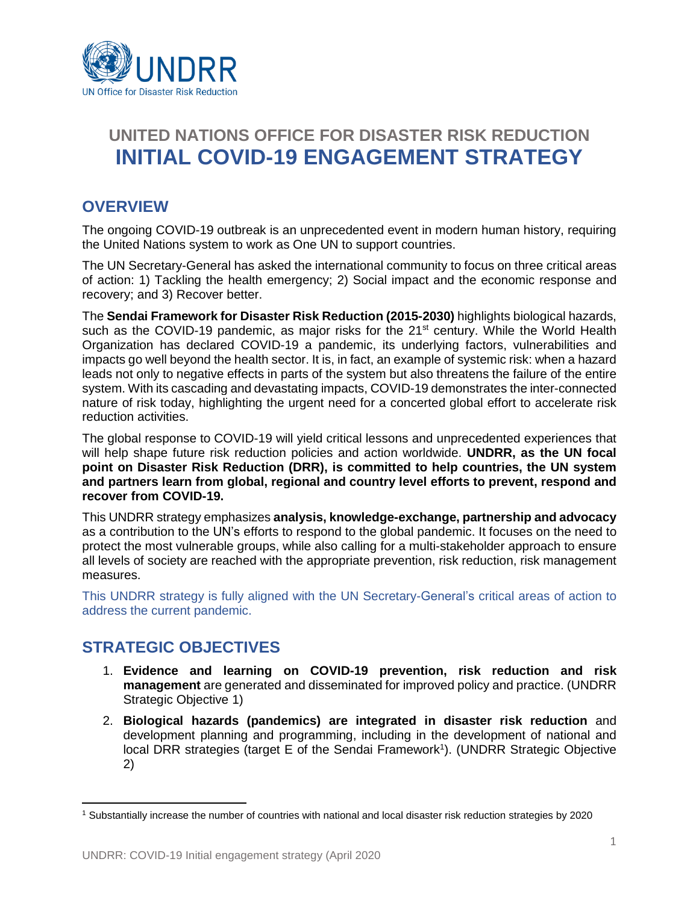# UNITED NATIONS OFFICE FOR DISASTER RISK REDUCTION
# INITIAL COVID-19 ENGAGEMENT STRATEGY

## OVERVIEW

The ongoing COVID-19 outbreak is an unprecedented event in modern human history, requiring the United Nations system to work as One UN to support countries.

The UN Secretary-General has asked the international community to focus on three critical areas of action: 1) Tackling the health emergency; 2) Social impact and the economic response and recovery; and 3) Recover better.

The **Sendai Framework for Disaster Risk Reduction (2015-2030)** highlights biological hazards, such as the COVID-19 pandemic, as major risks for the 21st century. While the World Health Organization has declared COVID-19 a pandemic, its underlying factors, vulnerabilities and impacts go well beyond the health sector. It is, in fact, an example of systemic risk: when a hazard leads not only to negative effects in parts of the system but also threatens the failure of the entire system. With its cascading and devastating impacts, COVID-19 demonstrates the inter-connected nature of risk today, highlighting the urgent need for a concerted global effort to accelerate risk reduction activities.

The global response to COVID-19 will yield critical lessons and unprecedented experiences that will help shape future risk reduction policies and action worldwide. **UNDRR, as the UN focal point on Disaster Risk Reduction (DRR), is committed to help countries, the UN system and partners learn from global, regional and country level efforts to prevent, respond and recover from COVID-19.**

This UNDRR strategy emphasizes **analysis, knowledge-exchange, partnership and advocacy** as a contribution to the UN's efforts to respond to the global pandemic. It focuses on the need to protect the most vulnerable groups, while also calling for a multi-stakeholder approach to ensure all levels of society are reached with the appropriate prevention, risk reduction, risk management measures.

This UNDRR strategy is fully aligned with the UN Secretary-General's critical areas of action to address the current pandemic.

## STRATEGIC OBJECTIVES

1. **Evidence and learning on COVID-19 prevention, risk reduction and risk management** are generated and disseminated for improved policy and practice. (UNDRR Strategic Objective 1)
2. **Biological hazards (pandemics) are integrated in disaster risk reduction** and development planning and programming, including in the development of national and local DRR strategies (target E of the Sendai Framework[1]). (UNDRR Strategic Objective 2)

[1] Substantially increase the number of countries with national and local disaster risk reduction strategies by 2020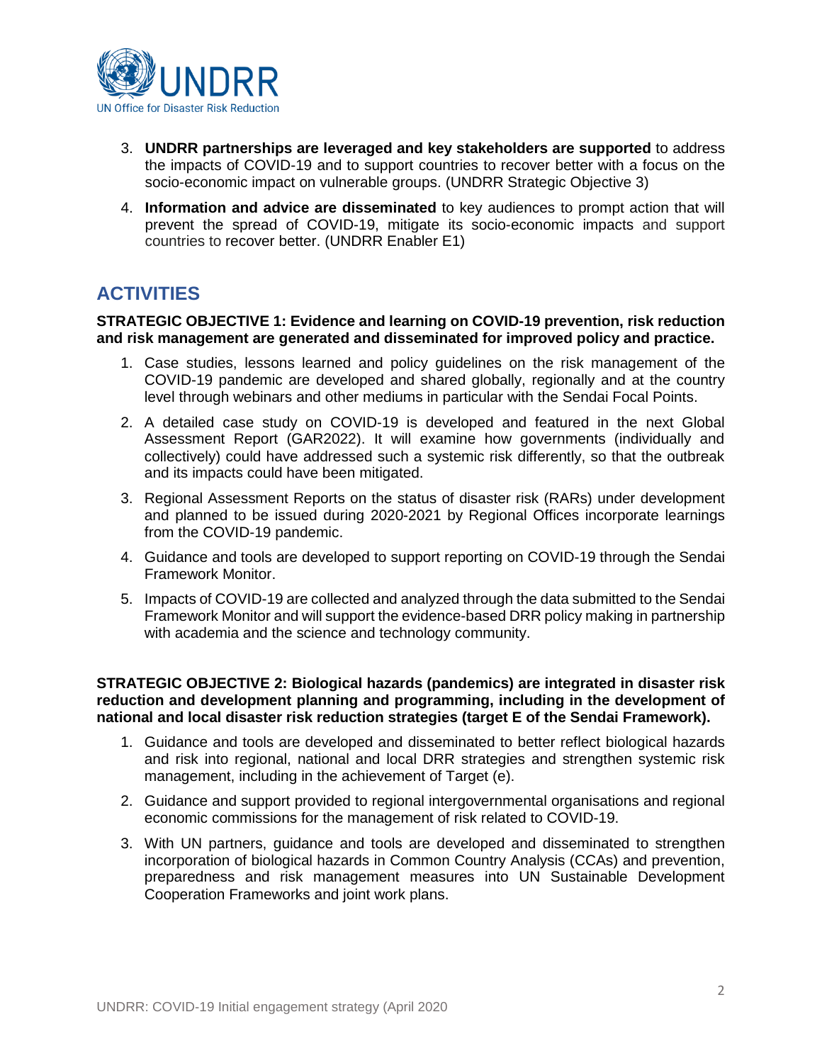3. **UNDRR partnerships are leveraged and key stakeholders are supported** to address the impacts of COVID-19 and to support countries to recover better with a focus on the socio-economic impact on vulnerable groups. (UNDRR Strategic Objective 3)
4. **Information and advice are disseminated** to key audiences to prompt action that will prevent the spread of COVID-19, mitigate its socio-economic impacts and support countries to recover better. (UNDRR Enabler E1)

## ACTIVITIES

**STRATEGIC OBJECTIVE 1: Evidence and learning on COVID-19 prevention, risk reduction and risk management are generated and disseminated for improved policy and practice.**

1. Case studies, lessons learned and policy guidelines on the risk management of the COVID-19 pandemic are developed and shared globally, regionally and at the country level through webinars and other mediums in particular with the Sendai Focal Points.
2. A detailed case study on COVID-19 is developed and featured in the next Global Assessment Report (GAR2022). It will examine how governments (individually and collectively) could have addressed such a systemic risk differently, so that the outbreak and its impacts could have been mitigated.
3. Regional Assessment Reports on the status of disaster risk (RARs) under development and planned to be issued during 2020-2021 by Regional Offices incorporate learnings from the COVID-19 pandemic.
4. Guidance and tools are developed to support reporting on COVID-19 through the Sendai Framework Monitor.
5. Impacts of COVID-19 are collected and analyzed through the data submitted to the Sendai Framework Monitor and will support the evidence-based DRR policy making in partnership with academia and the science and technology community.

**STRATEGIC OBJECTIVE 2: Biological hazards (pandemics) are integrated in disaster risk reduction and development planning and programming, including in the development of national and local disaster risk reduction strategies (target E of the Sendai Framework).**

1. Guidance and tools are developed and disseminated to better reflect biological hazards and risk into regional, national and local DRR strategies and strengthen systemic risk management, including in the achievement of Target (e).
2. Guidance and support provided to regional intergovernmental organisations and regional economic commissions for the management of risk related to COVID-19.
3. With UN partners, guidance and tools are developed and disseminated to strengthen incorporation of biological hazards in Common Country Analysis (CCAs) and prevention, preparedness and risk management measures into UN Sustainable Development Cooperation Frameworks and joint work plans.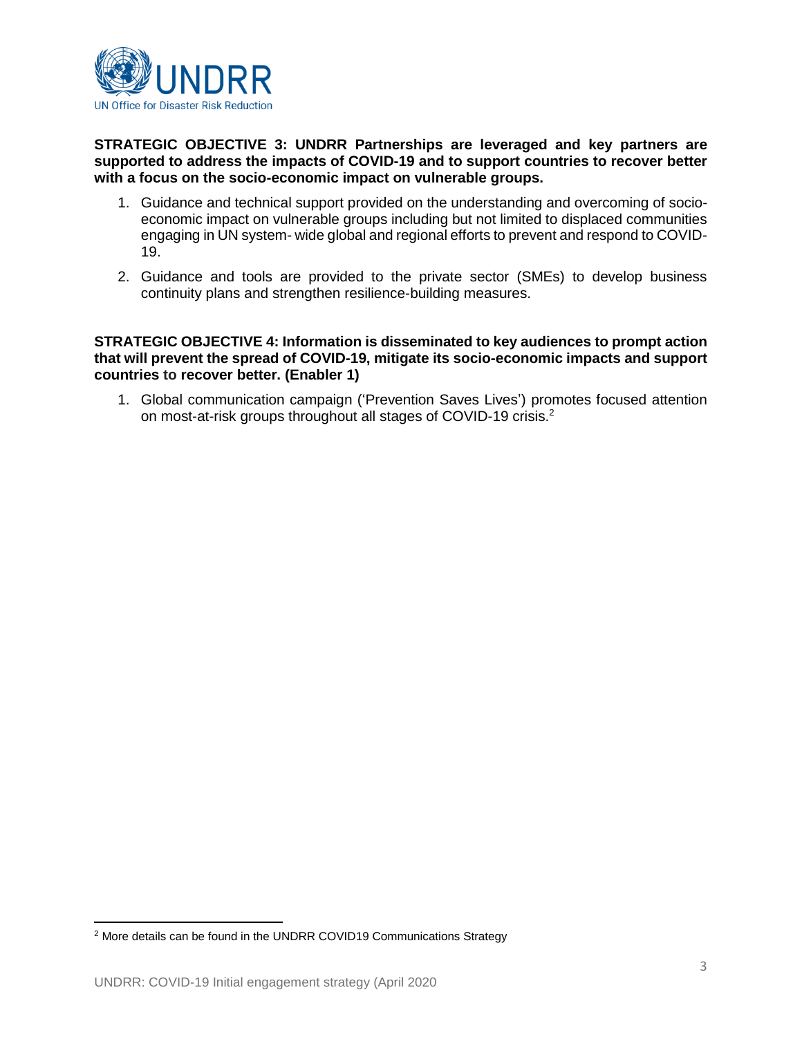**STRATEGIC OBJECTIVE 3: UNDRR Partnerships are leveraged and key partners are supported to address the impacts of COVID-19 and to support countries to recover better with a focus on the socio-economic impact on vulnerable groups.**

1. Guidance and technical support provided on the understanding and overcoming of socio-economic impact on vulnerable groups including but not limited to displaced communities engaging in UN system- wide global and regional efforts to prevent and respond to COVID-19.
2. Guidance and tools are provided to the private sector (SMEs) to develop business continuity plans and strengthen resilience-building measures.

**STRATEGIC OBJECTIVE 4: Information is disseminated to key audiences to prompt action that will prevent the spread of COVID-19, mitigate its socio-economic impacts and support countries to recover better. (Enabler 1)**

1. Global communication campaign ('Prevention Saves Lives') promotes focused attention on most-at-risk groups throughout all stages of COVID-19 crisis.[2]

[2] More details can be found in the UNDRR COVID19 Communications Strategy